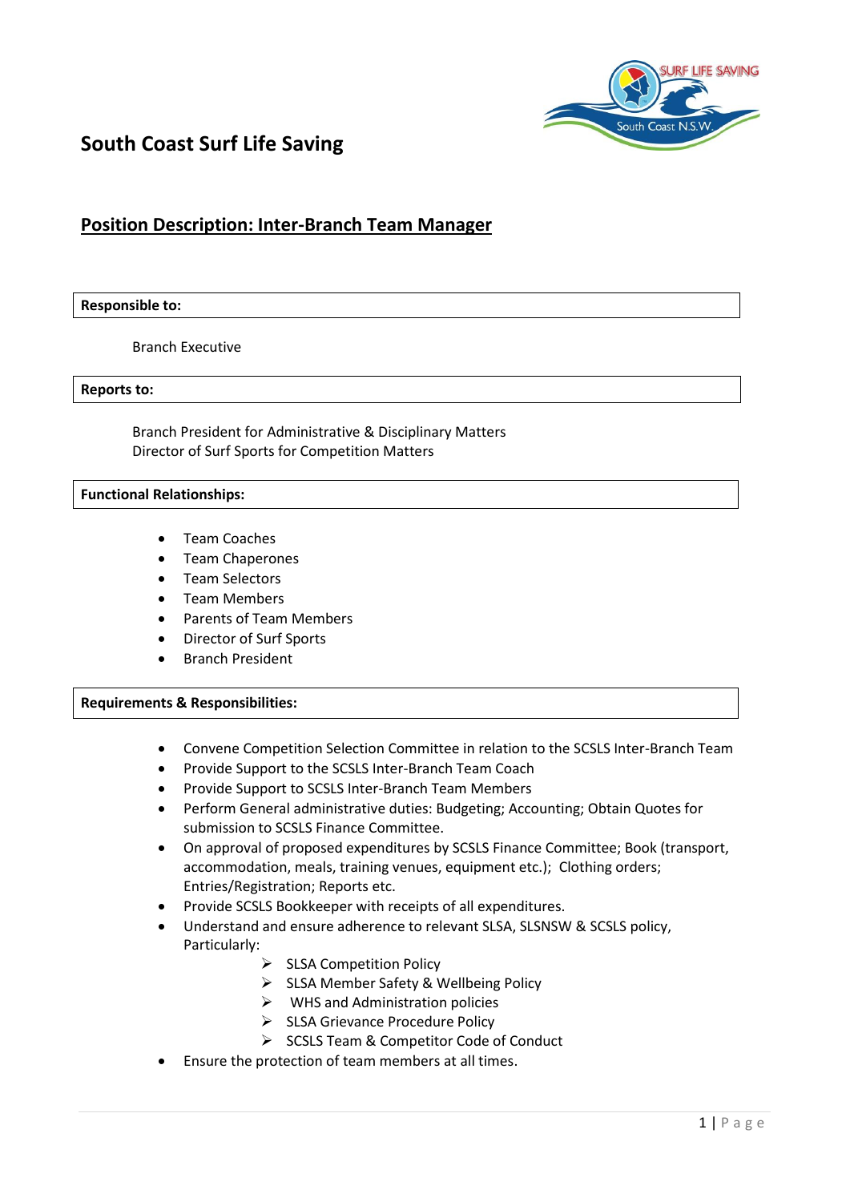# South Coast Surf Life Saving

## Position Description: Inter-Branch Team Manager

**Responsible to:**

Branch Executive

**Reports to:**

Branch President for Administrative & Disciplinary Matters
Director of Surf Sports for Competition Matters

**Functional Relationships:**

- Team Coaches
- Team Chaperones
- Team Selectors
- Team Members
- Parents of Team Members
- Director of Surf Sports
- Branch President

**Requirements & Responsibilities:**

- Convene Competition Selection Committee in relation to the SCSLS Inter-Branch Team
- Provide Support to the SCSLS Inter-Branch Team Coach
- Provide Support to SCSLS Inter-Branch Team Members
- Perform General administrative duties: Budgeting; Accounting; Obtain Quotes for submission to SCSLS Finance Committee.
- On approval of proposed expenditures by SCSLS Finance Committee; Book (transport, accommodation, meals, training venues, equipment etc.); Clothing orders; Entries/Registration; Reports etc.
- Provide SCSLS Bookkeeper with receipts of all expenditures.
- Understand and ensure adherence to relevant SLSA, SLSNSW & SCSLS policy, Particularly:
  - SLSA Competition Policy
  - SLSA Member Safety & Wellbeing Policy
  - WHS and Administration policies
  - SLSA Grievance Procedure Policy
  - SCSLS Team & Competitor Code of Conduct
- Ensure the protection of team members at all times.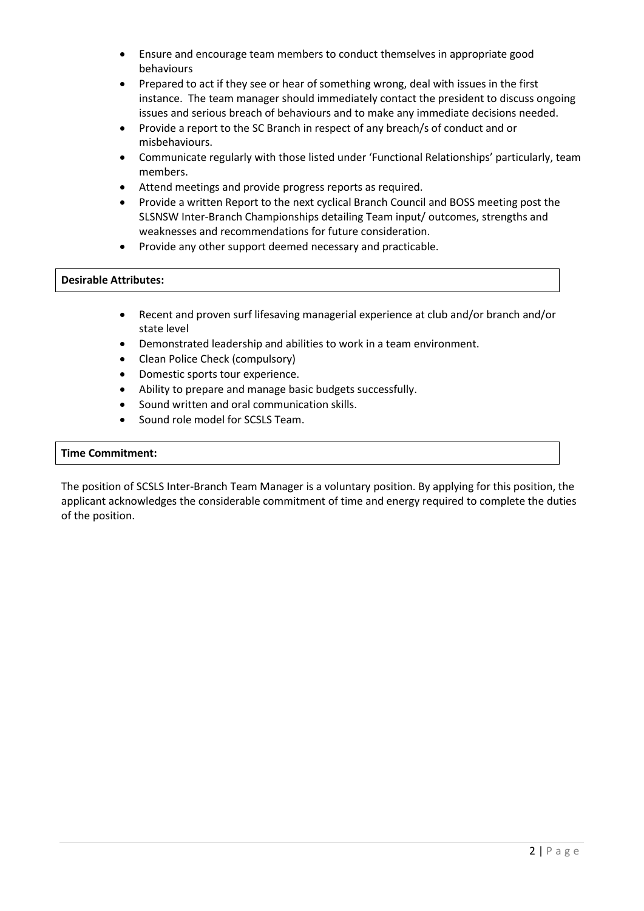- Ensure and encourage team members to conduct themselves in appropriate good behaviours
- Prepared to act if they see or hear of something wrong, deal with issues in the first instance. The team manager should immediately contact the president to discuss ongoing issues and serious breach of behaviours and to make any immediate decisions needed.
- Provide a report to the SC Branch in respect of any breach/s of conduct and or misbehaviours.
- Communicate regularly with those listed under 'Functional Relationships' particularly, team members.
- Attend meetings and provide progress reports as required.
- Provide a written Report to the next cyclical Branch Council and BOSS meeting post the SLSNSW Inter-Branch Championships detailing Team input/ outcomes, strengths and weaknesses and recommendations for future consideration.
- Provide any other support deemed necessary and practicable.

**Desirable Attributes:**

- Recent and proven surf lifesaving managerial experience at club and/or branch and/or state level
- Demonstrated leadership and abilities to work in a team environment.
- Clean Police Check (compulsory)
- Domestic sports tour experience.
- Ability to prepare and manage basic budgets successfully.
- Sound written and oral communication skills.
- Sound role model for SCSLS Team.

**Time Commitment:**

The position of SCSLS Inter-Branch Team Manager is a voluntary position. By applying for this position, the applicant acknowledges the considerable commitment of time and energy required to complete the duties of the position.